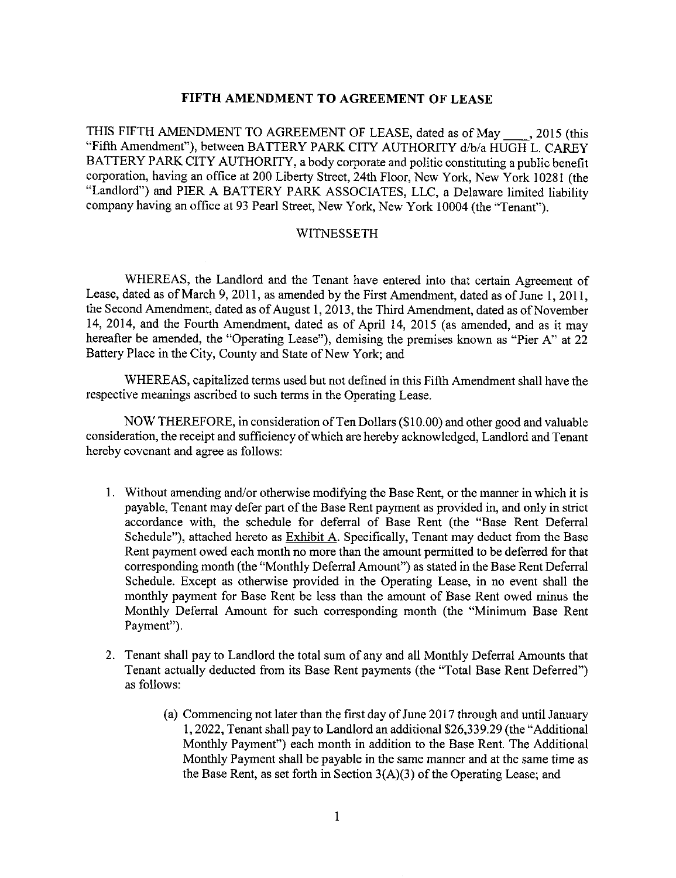## FIFTH AMENDMENT TO AGREEMENT OF LEASE

THIS FIFTH AMENDMENT TO AGREEMENT OF LEASE, dated as of May \_\_\_\_, 2015 (this "Fifth Amendment"), between BATTERY PARK CITY AUTHORITY d/b/a HUGH L. CAREY BATTERY PARK CITY AUTHORITY, a body corporate and politic constituting a public benefit corporation, having an office at 200 Liberty Street, 24th Floor, New York, New York 10281 (the "Landlord") and PIER A BATTERY PARK ASSOCIATES, LLC, a Delaware limited liability company having an office at 93 Pearl Street, New York, New York 10004 (the "Tenant").

WITNESSETH

WHEREAS, the Landlord and the Tenant have entered into that certain Agreement of Lease, dated as of March 9, 2011, as amended by the First Amendment, dated as of June 1, 2011, the Second Amendment, dated as of August 1, 2013, the Third Amendment, dated as of November 14, 2014, and the Fourth Amendment, dated as of April 14, 2015 (as amended, and as it may hereafter be amended, the "Operating Lease"), demising the premises known as "Pier A" at 22 Battery Place in the City, County and State of New York; and

WHEREAS, capitalized terms used but not defined in this Fifth Amendment shall have the respective meanings ascribed to such terms in the Operating Lease.

NOW THEREFORE, in consideration of Ten Dollars ($10.00) and other good and valuable consideration, the receipt and sufficiency of which are hereby acknowledged, Landlord and Tenant hereby covenant and agree as follows:

1. Without amending and/or otherwise modifying the Base Rent, or the manner in which it is payable, Tenant may defer part of the Base Rent payment as provided in, and only in strict accordance with, the schedule for deferral of Base Rent (the "Base Rent Deferral Schedule"), attached hereto as Exhibit A. Specifically, Tenant may deduct from the Base Rent payment owed each month no more than the amount permitted to be deferred for that corresponding month (the "Monthly Deferral Amount") as stated in the Base Rent Deferral Schedule. Except as otherwise provided in the Operating Lease, in no event shall the monthly payment for Base Rent be less than the amount of Base Rent owed minus the Monthly Deferral Amount for such corresponding month (the "Minimum Base Rent Payment").

2. Tenant shall pay to Landlord the total sum of any and all Monthly Deferral Amounts that Tenant actually deducted from its Base Rent payments (the "Total Base Rent Deferred") as follows:

    (a) Commencing not later than the first day of June 2017 through and until January 1, 2022, Tenant shall pay to Landlord an additional $26,339.29 (the "Additional Monthly Payment") each month in addition to the Base Rent. The Additional Monthly Payment shall be payable in the same manner and at the same time as the Base Rent, as set forth in Section 3(A)(3) of the Operating Lease; and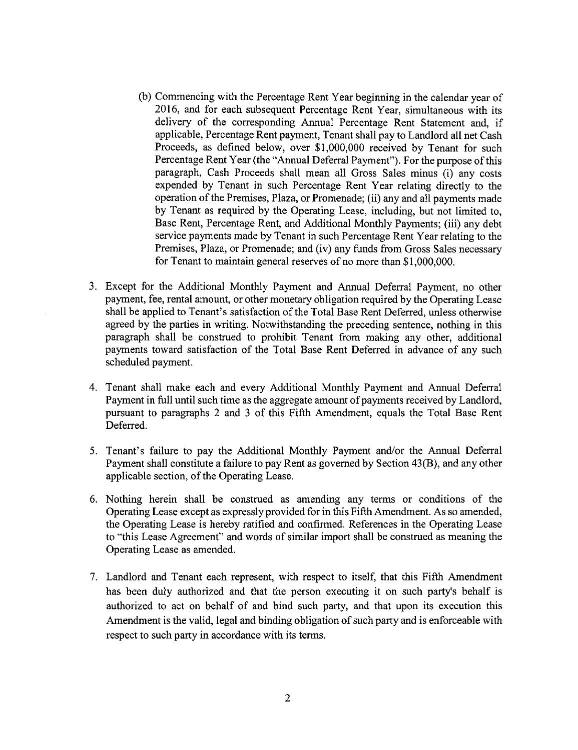(b) Commencing with the Percentage Rent Year beginning in the calendar year of 2016, and for each subsequent Percentage Rent Year, simultaneous with its delivery of the corresponding Annual Percentage Rent Statement and, if applicable, Percentage Rent payment, Tenant shall pay to Landlord all net Cash Proceeds, as defined below, over $1,000,000 received by Tenant for such Percentage Rent Year (the "Annual Deferral Payment"). For the purpose of this paragraph, Cash Proceeds shall mean all Gross Sales minus (i) any costs expended by Tenant in such Percentage Rent Year relating directly to the operation of the Premises, Plaza, or Promenade; (ii) any and all payments made by Tenant as required by the Operating Lease, including, but not limited to, Base Rent, Percentage Rent, and Additional Monthly Payments; (iii) any debt service payments made by Tenant in such Percentage Rent Year relating to the Premises, Plaza, or Promenade; and (iv) any funds from Gross Sales necessary for Tenant to maintain general reserves of no more than $1,000,000.

3. Except for the Additional Monthly Payment and Annual Deferral Payment, no other payment, fee, rental amount, or other monetary obligation required by the Operating Lease shall be applied to Tenant's satisfaction of the Total Base Rent Deferred, unless otherwise agreed by the parties in writing. Notwithstanding the preceding sentence, nothing in this paragraph shall be construed to prohibit Tenant from making any other, additional payments toward satisfaction of the Total Base Rent Deferred in advance of any such scheduled payment.

4. Tenant shall make each and every Additional Monthly Payment and Annual Deferral Payment in full until such time as the aggregate amount of payments received by Landlord, pursuant to paragraphs 2 and 3 of this Fifth Amendment, equals the Total Base Rent Deferred.

5. Tenant's failure to pay the Additional Monthly Payment and/or the Annual Deferral Payment shall constitute a failure to pay Rent as governed by Section 43(B), and any other applicable section, of the Operating Lease.

6. Nothing herein shall be construed as amending any terms or conditions of the Operating Lease except as expressly provided for in this Fifth Amendment. As so amended, the Operating Lease is hereby ratified and confirmed. References in the Operating Lease to "this Lease Agreement" and words of similar import shall be construed as meaning the Operating Lease as amended.

7. Landlord and Tenant each represent, with respect to itself, that this Fifth Amendment has been duly authorized and that the person executing it on such party's behalf is authorized to act on behalf of and bind such party, and that upon its execution this Amendment is the valid, legal and binding obligation of such party and is enforceable with respect to such party in accordance with its terms.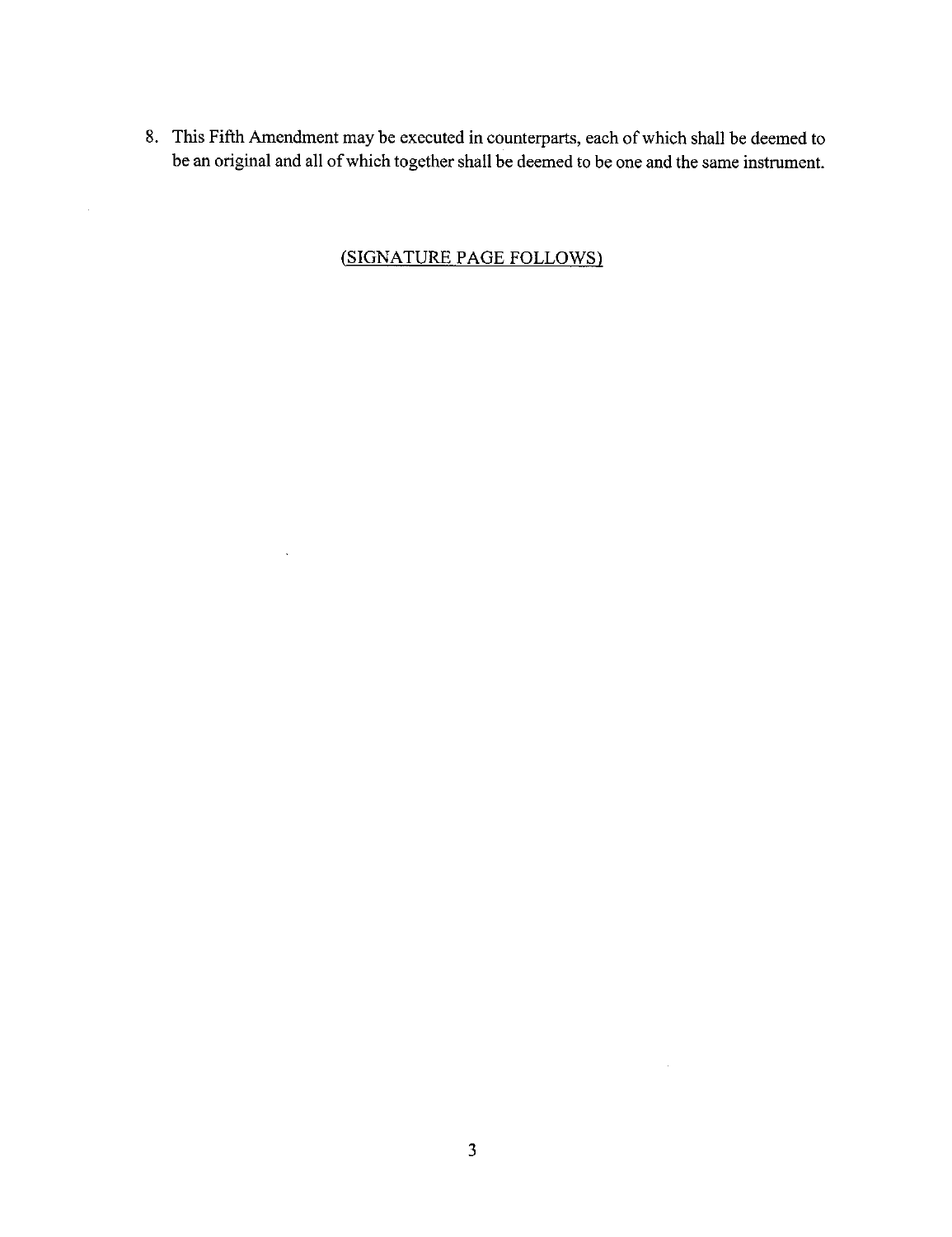8. This Fifth Amendment may be executed in counterparts, each of which shall be deemed to be an original and all of which together shall be deemed to be one and the same instrument.

<u>(SIGNATURE PAGE FOLLOWS)</u>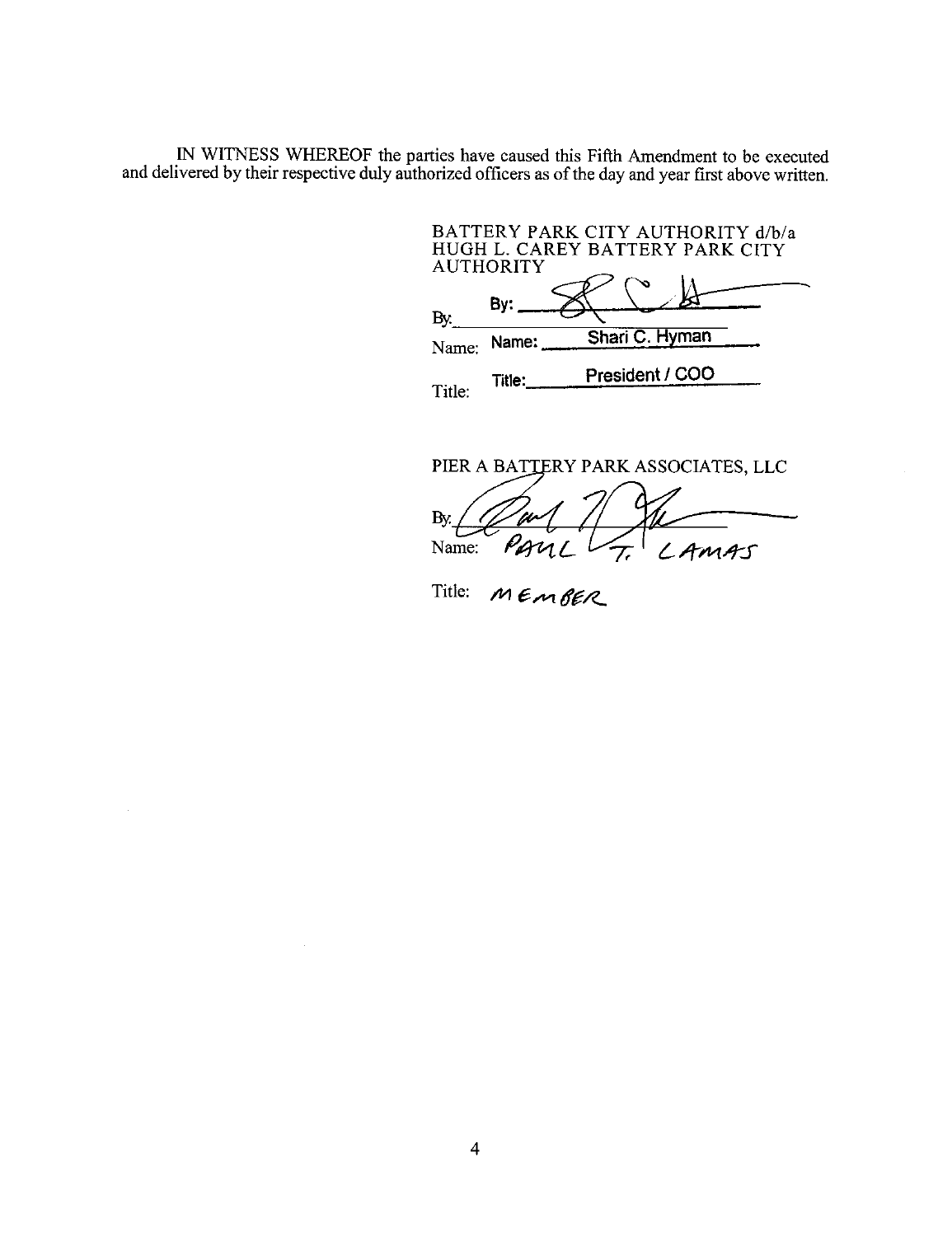IN WITNESS WHEREOF the parties have caused this Fifth Amendment to be executed and delivered by their respective duly authorized officers as of the day and year first above written.

BATTERY PARK CITY AUTHORITY d/b/a
HUGH L. CAREY BATTERY PARK CITY
AUTHORITY

By: ______________________

Name: Shari C. Hyman

Title: President / COO

PIER A BATTERY PARK ASSOCIATES, LLC

By: ______________________

Name: PAUL T. LAMAS

Title: MEMBER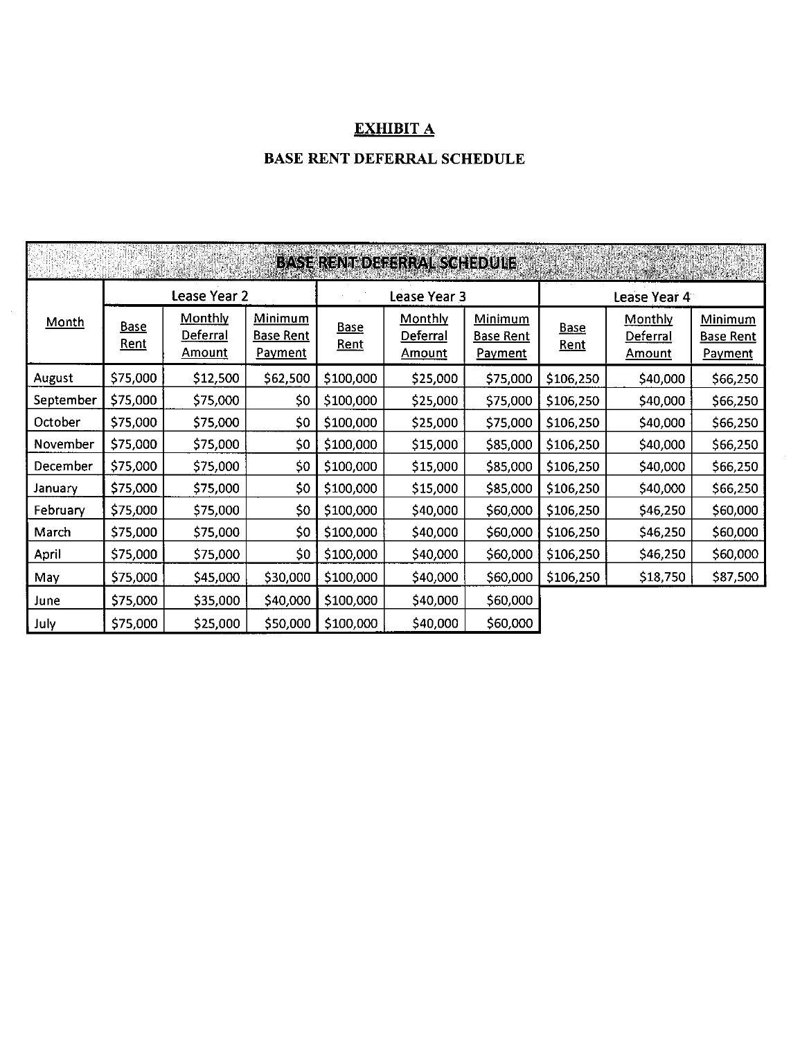# EXHIBIT A

## BASE RENT DEFERRAL SCHEDULE

| BASE RENT DEFERRAL SCHEDULE | | | | | | | | | |
|---|---|---|---|---|---|---|---|---|---|
| | Lease Year 2 | | | Lease Year 3 | | | Lease Year 4 | | |
| Month | Base Rent | Monthly Deferral Amount | Minimum Base Rent Payment | Base Rent | Monthly Deferral Amount | Minimum Base Rent Payment | Base Rent | Monthly Deferral Amount | Minimum Base Rent Payment |
| August | $75,000 | $12,500 | $62,500 | $100,000 | $25,000 | $75,000 | $106,250 | $40,000 | $66,250 |
| September | $75,000 | $75,000 | $0 | $100,000 | $25,000 | $75,000 | $106,250 | $40,000 | $66,250 |
| October | $75,000 | $75,000 | $0 | $100,000 | $25,000 | $75,000 | $106,250 | $40,000 | $66,250 |
| November | $75,000 | $75,000 | $0 | $100,000 | $15,000 | $85,000 | $106,250 | $40,000 | $66,250 |
| December | $75,000 | $75,000 | $0 | $100,000 | $15,000 | $85,000 | $106,250 | $40,000 | $66,250 |
| January | $75,000 | $75,000 | $0 | $100,000 | $15,000 | $85,000 | $106,250 | $40,000 | $66,250 |
| February | $75,000 | $75,000 | $0 | $100,000 | $40,000 | $60,000 | $106,250 | $46,250 | $60,000 |
| March | $75,000 | $75,000 | $0 | $100,000 | $40,000 | $60,000 | $106,250 | $46,250 | $60,000 |
| April | $75,000 | $75,000 | $0 | $100,000 | $40,000 | $60,000 | $106,250 | $46,250 | $60,000 |
| May | $75,000 | $45,000 | $30,000 | $100,000 | $40,000 | $60,000 | $106,250 | $18,750 | $87,500 |
| June | $75,000 | $35,000 | $40,000 | $100,000 | $40,000 | $60,000 | | | |
| July | $75,000 | $25,000 | $50,000 | $100,000 | $40,000 | $60,000 | | | |